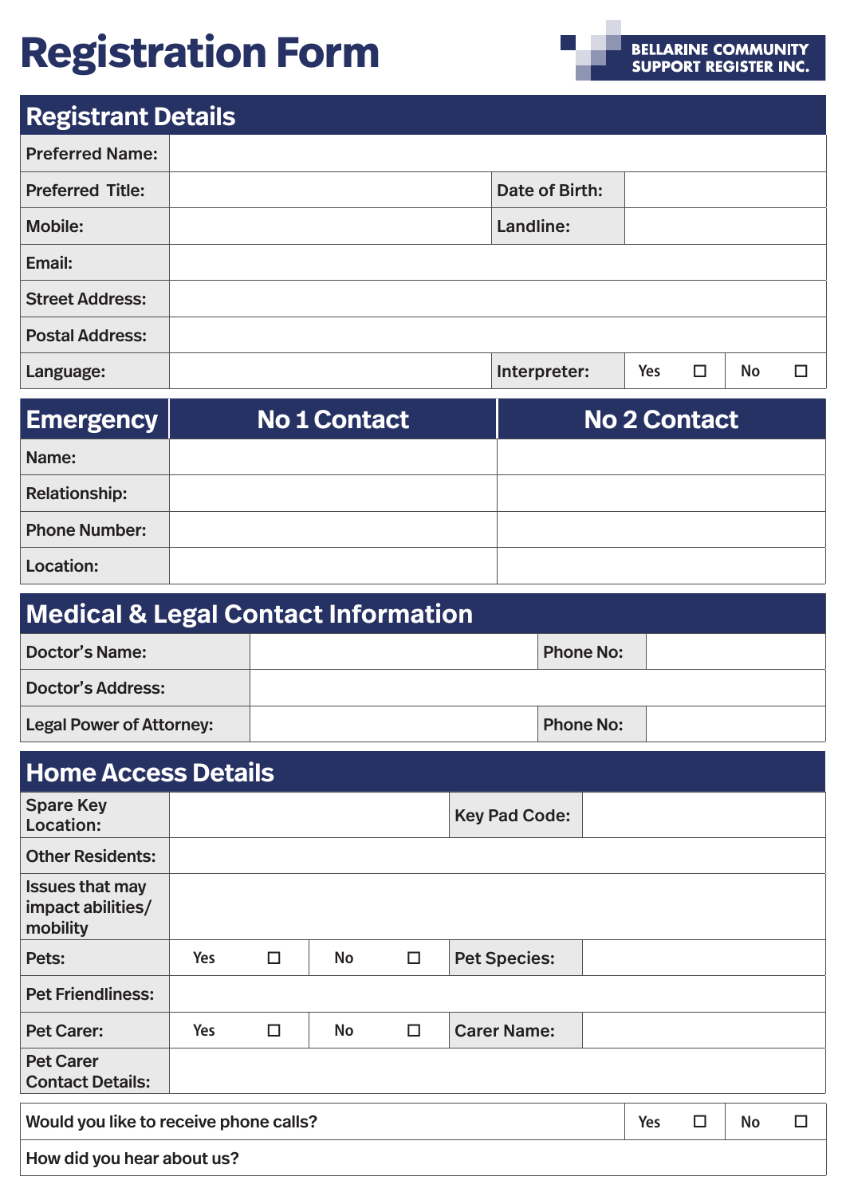# Registration Form

BELLARINE COMMUNITY SUPPORT REGISTER INC.

## Registrant Details

| | | | |
|---|---|---|---|
| **Preferred Name:** | | | |
| **Preferred Title:** | | **Date of Birth:** | |
| **Mobile:** | | **Landline:** | |
| **Email:** | | | |
| **Street Address:** | | | |
| **Postal Address:** | | | |
| **Language:** | | **Interpreter:** | Yes ☐ No ☐ |

| Emergency | No 1 Contact | No 2 Contact |
|---|---|---|
| **Name:** | | |
| **Relationship:** | | |
| **Phone Number:** | | |
| **Location:** | | |

## Medical & Legal Contact Information

| | | | |
|---|---|---|---|
| **Doctor's Name:** | | **Phone No:** | |
| **Doctor's Address:** | | | |
| **Legal Power of Attorney:** | | **Phone No:** | |

## Home Access Details

| | | | |
|---|---|---|---|
| **Spare Key Location:** | | **Key Pad Code:** | |
| **Other Residents:** | | | |
| **Issues that may impact abilities/ mobility** | | | |
| **Pets:** | Yes ☐ No ☐ | **Pet Species:** | |
| **Pet Friendliness:** | | | |
| **Pet Carer:** | Yes ☐ No ☐ | **Carer Name:** | |
| **Pet Carer Contact Details:** | | | |

| | |
|---|---|
| **Would you like to receive phone calls?** | Yes ☐ No ☐ |
| **How did you hear about us?** | |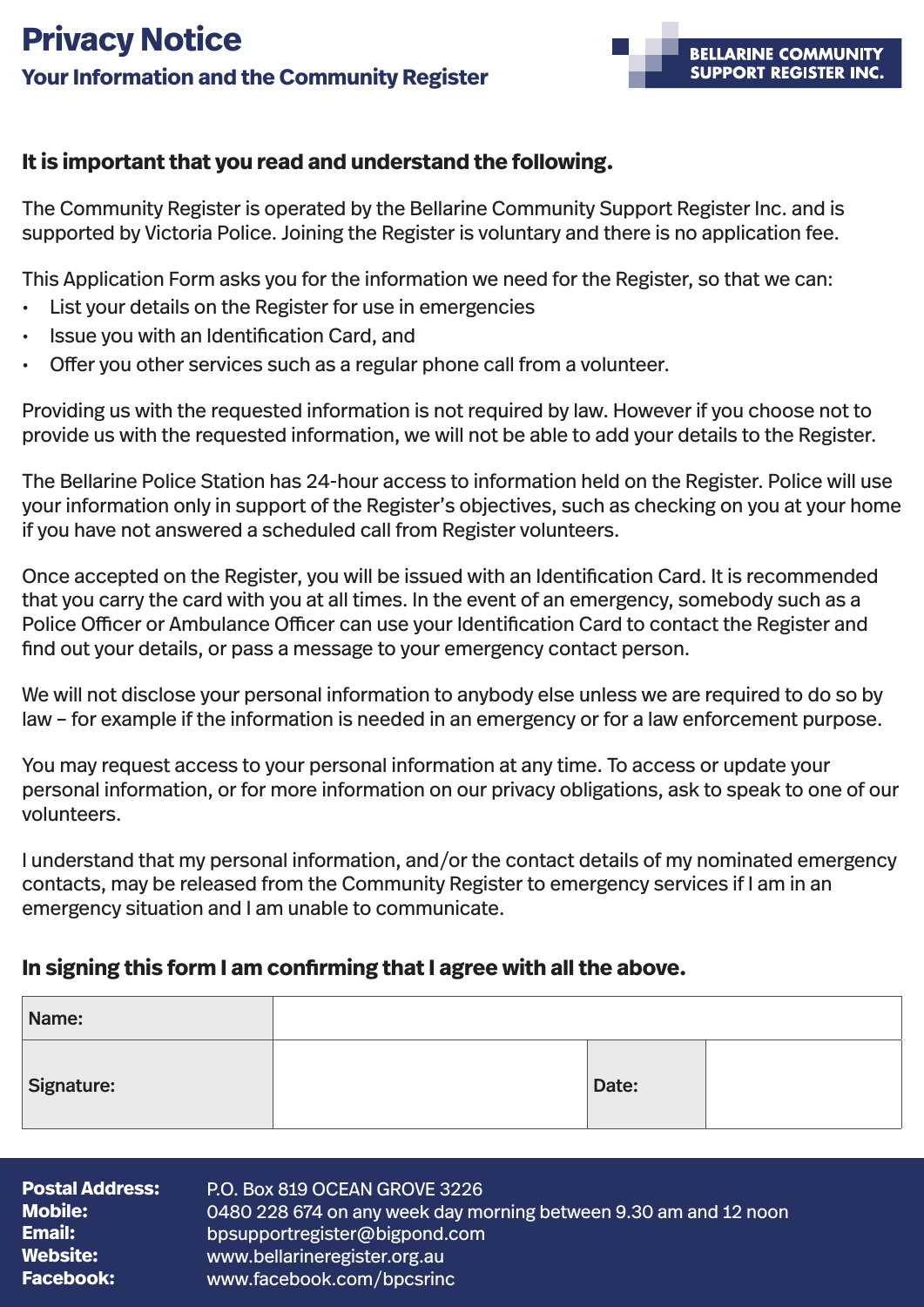# Privacy Notice

## Your Information and the Community Register

BELLARINE COMMUNITY SUPPORT REGISTER INC.

### It is important that you read and understand the following.

The Community Register is operated by the Bellarine Community Support Register Inc. and is supported by Victoria Police. Joining the Register is voluntary and there is no application fee.

This Application Form asks you for the information we need for the Register, so that we can:

- List your details on the Register for use in emergencies
- Issue you with an Identification Card, and
- Offer you other services such as a regular phone call from a volunteer.

Providing us with the requested information is not required by law. However if you choose not to provide us with the requested information, we will not be able to add your details to the Register.

The Bellarine Police Station has 24-hour access to information held on the Register. Police will use your information only in support of the Register's objectives, such as checking on you at your home if you have not answered a scheduled call from Register volunteers.

Once accepted on the Register, you will be issued with an Identification Card. It is recommended that you carry the card with you at all times. In the event of an emergency, somebody such as a Police Officer or Ambulance Officer can use your Identification Card to contact the Register and find out your details, or pass a message to your emergency contact person.

We will not disclose your personal information to anybody else unless we are required to do so by law – for example if the information is needed in an emergency or for a law enforcement purpose.

You may request access to your personal information at any time. To access or update your personal information, or for more information on our privacy obligations, ask to speak to one of our volunteers.

I understand that my personal information, and/or the contact details of my nominated emergency contacts, may be released from the Community Register to emergency services if I am in an emergency situation and I am unable to communicate.

### In signing this form I am confirming that I agree with all the above.

| | | | |
|---|---|---|---|
| **Name:** | | | |
| **Signature:** | | **Date:** | |

**Postal Address:** P.O. Box 819 OCEAN GROVE 3226
**Mobile:** 0480 228 674 on any week day morning between 9.30 am and 12 noon
**Email:** bpsupportregister@bigpond.com
**Website:** www.bellarineregister.org.au
**Facebook:** www.facebook.com/bpcsrinc